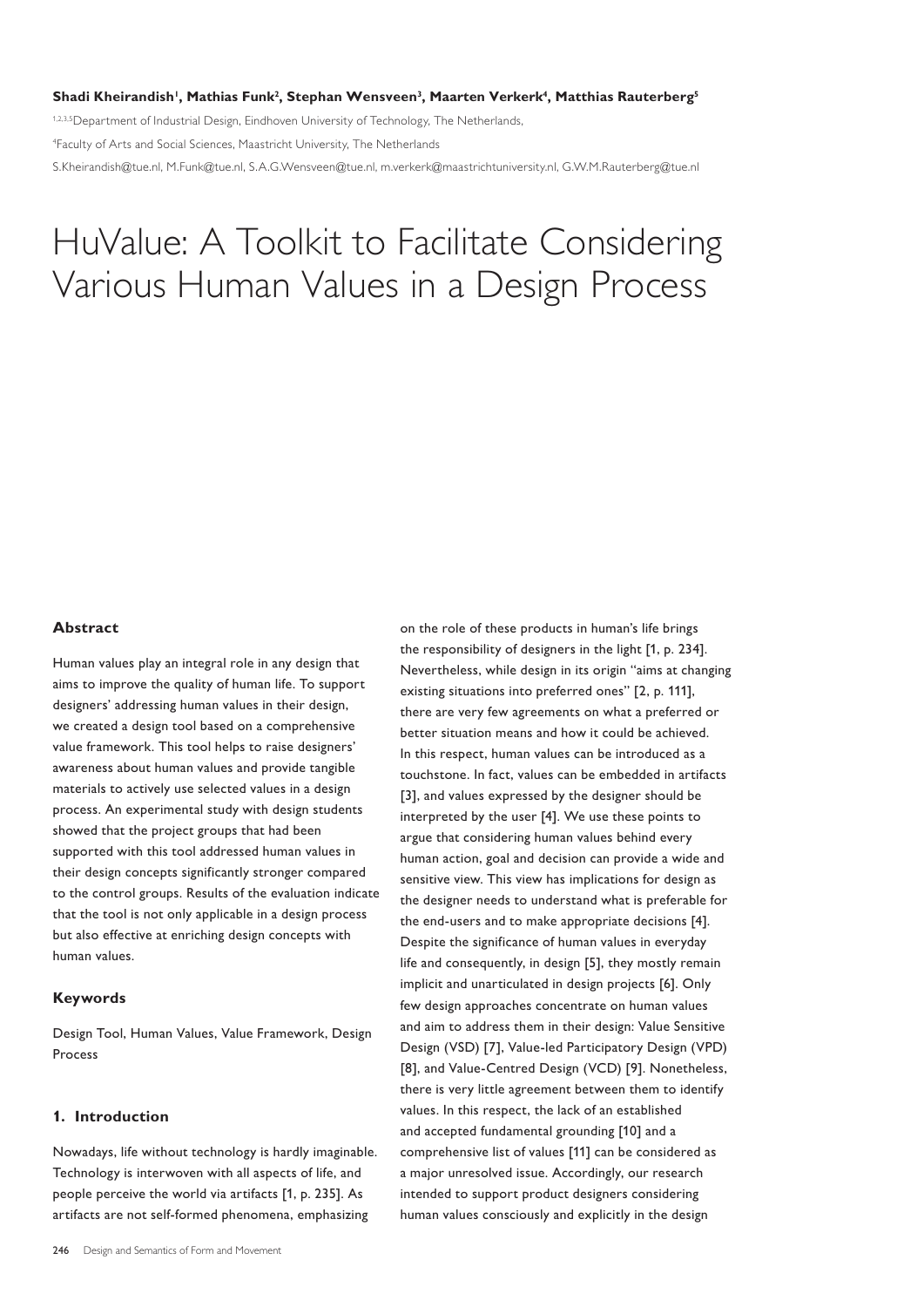**Shadi Kheirandish[1], Mathias Funk[2], Stephan Wensveen[3], Maarten Verkerk[4], Matthias Rauterberg[5]**

[1,2,3,5]Department of Industrial Design, Eindhoven University of Technology, The Netherlands,

[4]Faculty of Arts and Social Sciences, Maastricht University, The Netherlands

S.Kheirandish@tue.nl, M.Funk@tue.nl, S.A.G.Wensveen@tue.nl, m.verkerk@maastrichtuniversity.nl, G.W.M.Rauterberg@tue.nl

# HuValue: A Toolkit to Facilitate Considering Various Human Values in a Design Process

### Abstract

Human values play an integral role in any design that aims to improve the quality of human life. To support designers' addressing human values in their design, we created a design tool based on a comprehensive value framework. This tool helps to raise designers' awareness about human values and provide tangible materials to actively use selected values in a design process. An experimental study with design students showed that the project groups that had been supported with this tool addressed human values in their design concepts significantly stronger compared to the control groups. Results of the evaluation indicate that the tool is not only applicable in a design process but also effective at enriching design concepts with human values.

### Keywords

Design Tool, Human Values, Value Framework, Design Process

### 1. Introduction

Nowadays, life without technology is hardly imaginable. Technology is interwoven with all aspects of life, and people perceive the world via artifacts [1, p. 235]. As artifacts are not self-formed phenomena, emphasizing on the role of these products in human's life brings the responsibility of designers in the light [1, p. 234]. Nevertheless, while design in its origin "aims at changing existing situations into preferred ones" [2, p. 111], there are very few agreements on what a preferred or better situation means and how it could be achieved. In this respect, human values can be introduced as a touchstone. In fact, values can be embedded in artifacts [3], and values expressed by the designer should be interpreted by the user [4]. We use these points to argue that considering human values behind every human action, goal and decision can provide a wide and sensitive view. This view has implications for design as the designer needs to understand what is preferable for the end-users and to make appropriate decisions [4]. Despite the significance of human values in everyday life and consequently, in design [5], they mostly remain implicit and unarticulated in design projects [6]. Only few design approaches concentrate on human values and aim to address them in their design: Value Sensitive Design (VSD) [7], Value-led Participatory Design (VPD) [8], and Value-Centred Design (VCD) [9]. Nonetheless, there is very little agreement between them to identify values. In this respect, the lack of an established and accepted fundamental grounding [10] and a comprehensive list of values [11] can be considered as a major unresolved issue. Accordingly, our research intended to support product designers considering human values consciously and explicitly in the design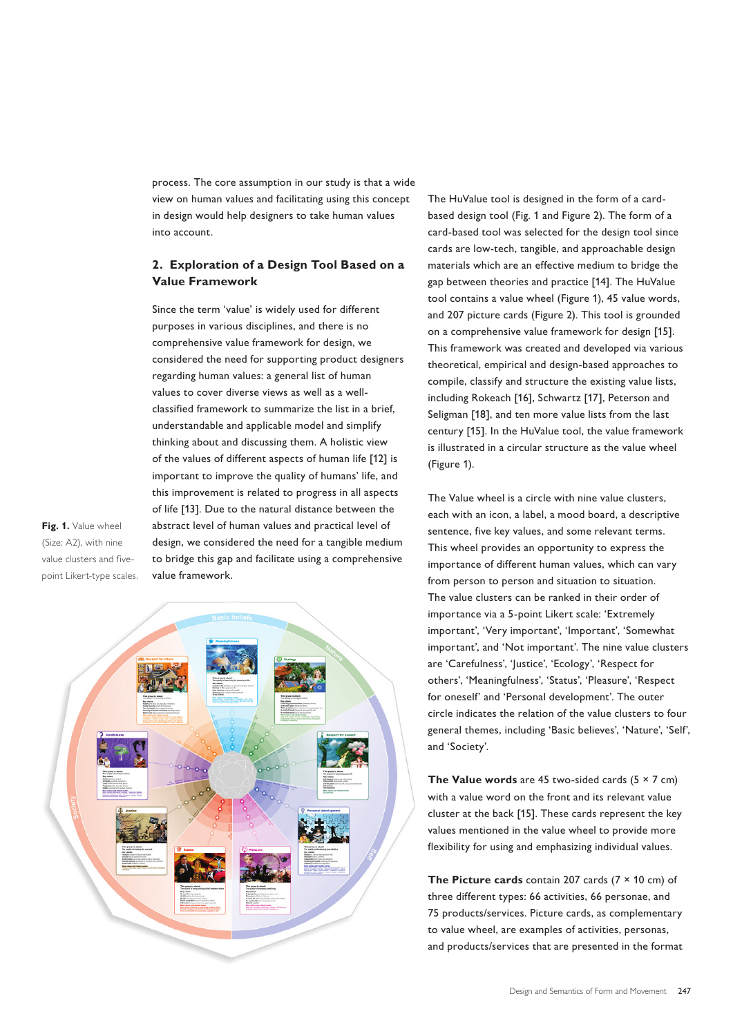process. The core assumption in our study is that a wide view on human values and facilitating using this concept in design would help designers to take human values into account.

## 2. Exploration of a Design Tool Based on a Value Framework

Since the term 'value' is widely used for different purposes in various disciplines, and there is no comprehensive value framework for design, we considered the need for supporting product designers regarding human values: a general list of human values to cover diverse views as well as a well-classified framework to summarize the list in a brief, understandable and applicable model and simplify thinking about and discussing them. A holistic view of the values of different aspects of human life [12] is important to improve the quality of humans' life, and this improvement is related to progress in all aspects of life [13]. Due to the natural distance between the abstract level of human values and practical level of design, we considered the need for a tangible medium to bridge this gap and facilitate using a comprehensive value framework.

**Fig. 1.** Value wheel (Size: A2), with nine value clusters and five-point Likert-type scales.

The HuValue tool is designed in the form of a card-based design tool (Fig. 1 and Figure 2). The form of a card-based tool was selected for the design tool since cards are low-tech, tangible, and approachable design materials which are an effective medium to bridge the gap between theories and practice [14]. The HuValue tool contains a value wheel (Figure 1), 45 value words, and 207 picture cards (Figure 2). This tool is grounded on a comprehensive value framework for design [15]. This framework was created and developed via various theoretical, empirical and design-based approaches to compile, classify and structure the existing value lists, including Rokeach [16], Schwartz [17], Peterson and Seligman [18], and ten more value lists from the last century [15]. In the HuValue tool, the value framework is illustrated in a circular structure as the value wheel (Figure 1).

The Value wheel is a circle with nine value clusters, each with an icon, a label, a mood board, a descriptive sentence, five key values, and some relevant terms. This wheel provides an opportunity to express the importance of different human values, which can vary from person to person and situation to situation. The value clusters can be ranked in their order of importance via a 5-point Likert scale: 'Extremely important', 'Very important', 'Important', 'Somewhat important', and 'Not important'. The nine value clusters are 'Carefulness', 'Justice', 'Ecology', 'Respect for others', 'Meaningfulness', 'Status', 'Pleasure', 'Respect for oneself' and 'Personal development'. The outer circle indicates the relation of the value clusters to four general themes, including 'Basic believes', 'Nature', 'Self', and 'Society'.

**The Value words** are 45 two-sided cards (5 × 7 cm) with a value word on the front and its relevant value cluster at the back [15]. These cards represent the key values mentioned in the value wheel to provide more flexibility for using and emphasizing individual values.

**The Picture cards** contain 207 cards (7 × 10 cm) of three different types: 66 activities, 66 personae, and 75 products/services. Picture cards, as complementary to value wheel, are examples of activities, persons, and products/services that are presented in the format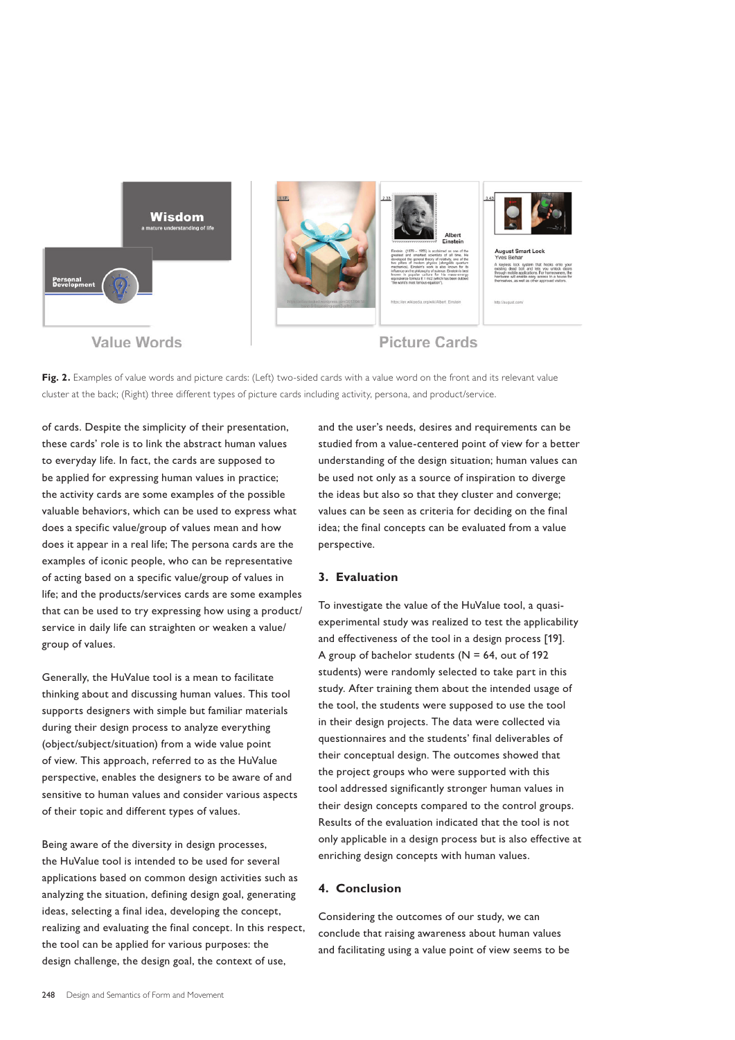Fig. 2. Examples of value words and picture cards: (Left) two-sided cards with a value word on the front and its relevant value cluster at the back; (Right) three different types of picture cards including activity, persona, and product/service.

of cards. Despite the simplicity of their presentation, these cards' role is to link the abstract human values to everyday life. In fact, the cards are supposed to be applied for expressing human values in practice; the activity cards are some examples of the possible valuable behaviors, which can be used to express what does a specific value/group of values mean and how does it appear in a real life; The persona cards are the examples of iconic people, who can be representative of acting based on a specific value/group of values in life; and the products/services cards are some examples that can be used to try expressing how using a product/service in daily life can straighten or weaken a value/group of values.

Generally, the HuValue tool is a mean to facilitate thinking about and discussing human values. This tool supports designers with simple but familiar materials during their design process to analyze everything (object/subject/situation) from a wide value point of view. This approach, referred to as the HuValue perspective, enables the designers to be aware of and sensitive to human values and consider various aspects of their topic and different types of values.

Being aware of the diversity in design processes, the HuValue tool is intended to be used for several applications based on common design activities such as analyzing the situation, defining design goal, generating ideas, selecting a final idea, developing the concept, realizing and evaluating the final concept. In this respect, the tool can be applied for various purposes: the design challenge, the design goal, the context of use, and the user's needs, desires and requirements can be studied from a value-centered point of view for a better understanding of the design situation; human values can be used not only as a source of inspiration to diverge the ideas but also so that they cluster and converge; values can be seen as criteria for deciding on the final idea; the final concepts can be evaluated from a value perspective.

## 3. Evaluation

To investigate the value of the HuValue tool, a quasi-experimental study was realized to test the applicability and effectiveness of the tool in a design process [19]. A group of bachelor students ($N = 64$, out of 192 students) were randomly selected to take part in this study. After training them about the intended usage of the tool, the students were supposed to use the tool in their design projects. The data were collected via questionnaires and the students' final deliverables of their conceptual design. The outcomes showed that the project groups who were supported with this tool addressed significantly stronger human values in their design concepts compared to the control groups. Results of the evaluation indicated that the tool is not only applicable in a design process but is also effective at enriching design concepts with human values.

## 4. Conclusion

Considering the outcomes of our study, we can conclude that raising awareness about human values and facilitating using a value point of view seems to be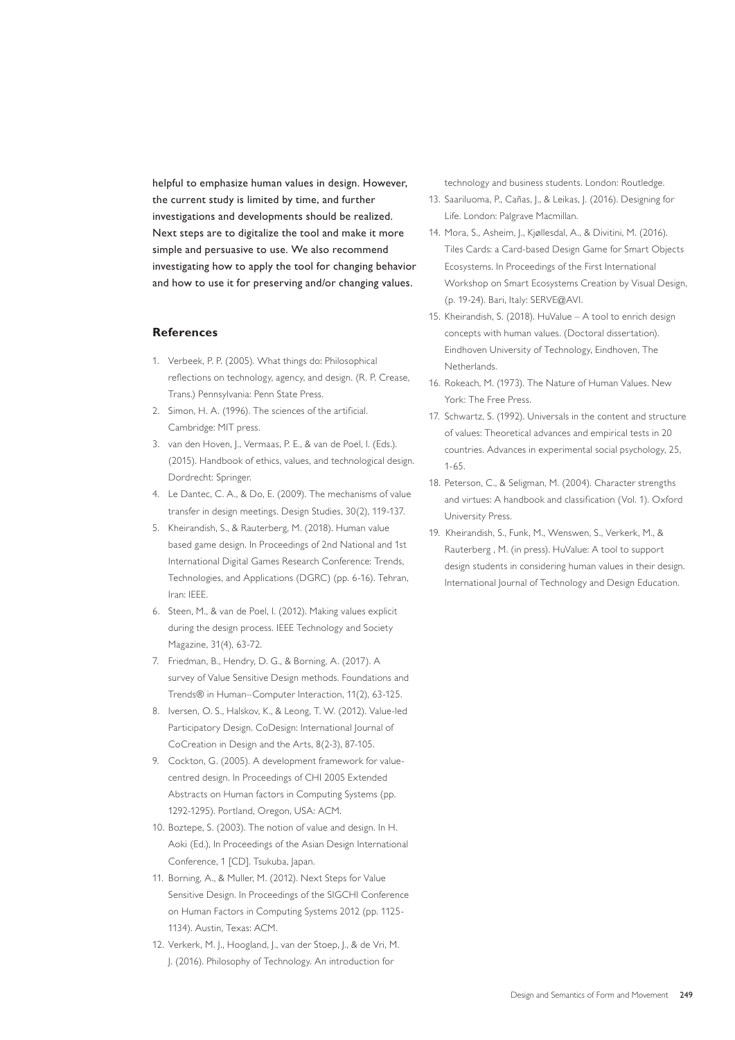helpful to emphasize human values in design. However, the current study is limited by time, and further investigations and developments should be realized. Next steps are to digitalize the tool and make it more simple and persuasive to use. We also recommend investigating how to apply the tool for changing behavior and how to use it for preserving and/or changing values.

## References

1. Verbeek, P. P. (2005). What things do: Philosophical reflections on technology, agency, and design. (R. P. Crease, Trans.) Pennsylvania: Penn State Press.
2. Simon, H. A. (1996). The sciences of the artificial. Cambridge: MIT press.
3. van den Hoven, J., Vermaas, P. E., & van de Poel, I. (Eds.). (2015). Handbook of ethics, values, and technological design. Dordrecht: Springer.
4. Le Dantec, C. A., & Do, E. (2009). The mechanisms of value transfer in design meetings. Design Studies, 30(2), 119-137.
5. Kheirandish, S., & Rauterberg, M. (2018). Human value based game design. In Proceedings of 2nd National and 1st International Digital Games Research Conference: Trends, Technologies, and Applications (DGRC) (pp. 6-16). Tehran, Iran: IEEE.
6. Steen, M., & van de Poel, I. (2012). Making values explicit during the design process. IEEE Technology and Society Magazine, 31(4), 63-72.
7. Friedman, B., Hendry, D. G., & Borning, A. (2017). A survey of Value Sensitive Design methods. Foundations and Trends® in Human–Computer Interaction, 11(2), 63-125.
8. Iversen, O. S., Halskov, K., & Leong, T. W. (2012). Value-led Participatory Design. CoDesign: International Journal of CoCreation in Design and the Arts, 8(2-3), 87-105.
9. Cockton, G. (2005). A development framework for value-centred design. In Proceedings of CHI 2005 Extended Abstracts on Human factors in Computing Systems (pp. 1292-1295). Portland, Oregon, USA: ACM.
10. Boztepe, S. (2003). The notion of value and design. In H. Aoki (Ed.), In Proceedings of the Asian Design International Conference, 1 [CD]. Tsukuba, Japan.
11. Borning, A., & Muller, M. (2012). Next Steps for Value Sensitive Design. In Proceedings of the SIGCHI Conference on Human Factors in Computing Systems 2012 (pp. 1125-1134). Austin, Texas: ACM.
12. Verkerk, M. J., Hoogland, J., van der Stoep, J., & de Vri, M. J. (2016). Philosophy of Technology. An introduction for technology and business students. London: Routledge.
13. Saariluoma, P., Cañas, J., & Leikas, J. (2016). Designing for Life. London: Palgrave Macmillan.
14. Mora, S., Asheim, J., Kjøllesdal, A., & Divitini, M. (2016). Tiles Cards: a Card-based Design Game for Smart Objects Ecosystems. In Proceedings of the First International Workshop on Smart Ecosystems Creation by Visual Design, (p. 19-24). Bari, Italy: SERVE@AVI.
15. Kheirandish, S. (2018). HuValue – A tool to enrich design concepts with human values. (Doctoral dissertation). Eindhoven University of Technology, Eindhoven, The Netherlands.
16. Rokeach, M. (1973). The Nature of Human Values. New York: The Free Press.
17. Schwartz, S. (1992). Universals in the content and structure of values: Theoretical advances and empirical tests in 20 countries. Advances in experimental social psychology, 25, 1-65.
18. Peterson, C., & Seligman, M. (2004). Character strengths and virtues: A handbook and classification (Vol. 1). Oxford University Press.
19. Kheirandish, S., Funk, M., Wenswen, S., Verkerk, M., & Rauterberg , M. (in press). HuValue: A tool to support design students in considering human values in their design. International Journal of Technology and Design Education.